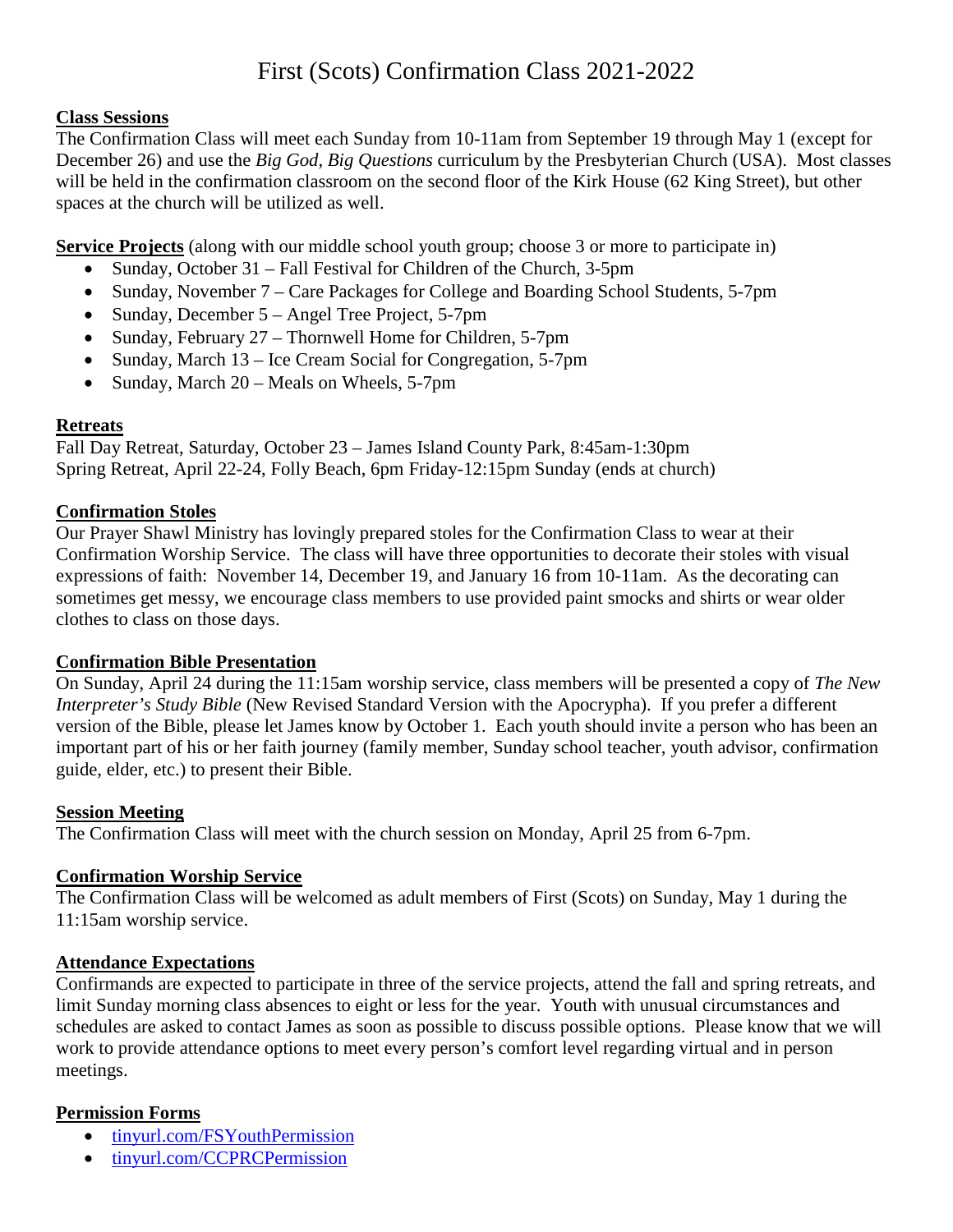# First (Scots) Confirmation Class 2021-2022

## Class Sessions

The Confirmation Class will meet each Sunday from 10-11am from September 19 through May 1 (except for December 26) and use the *Big God, Big Questions* curriculum by the Presbyterian Church (USA). Most classes will be held in the confirmation classroom on the second floor of the Kirk House (62 King Street), but other spaces at the church will be utilized as well.

**Service Projects** (along with our middle school youth group; choose 3 or more to participate in)

- Sunday, October 31 – Fall Festival for Children of the Church, 3-5pm
- Sunday, November 7 – Care Packages for College and Boarding School Students, 5-7pm
- Sunday, December 5 – Angel Tree Project, 5-7pm
- Sunday, February 27 – Thornwell Home for Children, 5-7pm
- Sunday, March 13 – Ice Cream Social for Congregation, 5-7pm
- Sunday, March 20 – Meals on Wheels, 5-7pm

## Retreats

Fall Day Retreat, Saturday, October 23 – James Island County Park, 8:45am-1:30pm
Spring Retreat, April 22-24, Folly Beach, 6pm Friday-12:15pm Sunday (ends at church)

## Confirmation Stoles

Our Prayer Shawl Ministry has lovingly prepared stoles for the Confirmation Class to wear at their Confirmation Worship Service. The class will have three opportunities to decorate their stoles with visual expressions of faith: November 14, December 19, and January 16 from 10-11am. As the decorating can sometimes get messy, we encourage class members to use provided paint smocks and shirts or wear older clothes to class on those days.

## Confirmation Bible Presentation

On Sunday, April 24 during the 11:15am worship service, class members will be presented a copy of *The New Interpreter's Study Bible* (New Revised Standard Version with the Apocrypha). If you prefer a different version of the Bible, please let James know by October 1. Each youth should invite a person who has been an important part of his or her faith journey (family member, Sunday school teacher, youth advisor, confirmation guide, elder, etc.) to present their Bible.

## Session Meeting

The Confirmation Class will meet with the church session on Monday, April 25 from 6-7pm.

## Confirmation Worship Service

The Confirmation Class will be welcomed as adult members of First (Scots) on Sunday, May 1 during the 11:15am worship service.

## Attendance Expectations

Confirmands are expected to participate in three of the service projects, attend the fall and spring retreats, and limit Sunday morning class absences to eight or less for the year. Youth with unusual circumstances and schedules are asked to contact James as soon as possible to discuss possible options. Please know that we will work to provide attendance options to meet every person's comfort level regarding virtual and in person meetings.

## Permission Forms

- tinyurl.com/FSYouthPermission
- tinyurl.com/CCPRCPermission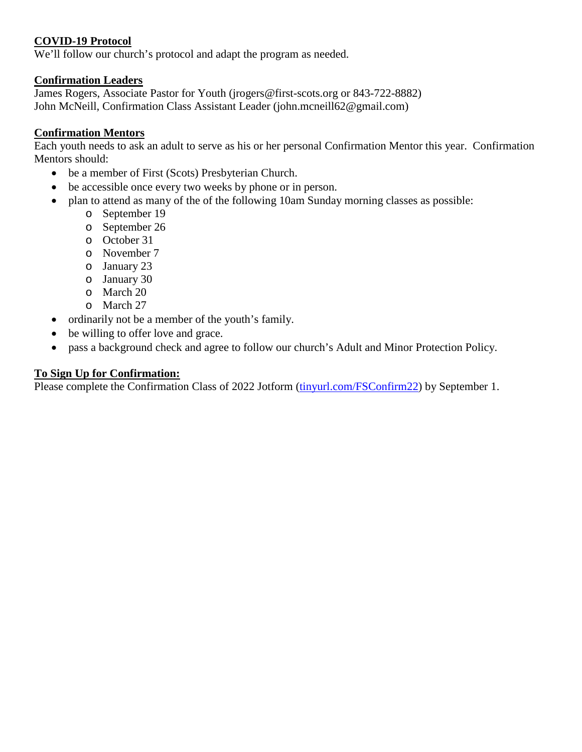**COVID-19 Protocol**
We'll follow our church's protocol and adapt the program as needed.

**Confirmation Leaders**
James Rogers, Associate Pastor for Youth (jrogers@first-scots.org or 843-722-8882)
John McNeill, Confirmation Class Assistant Leader (john.mcneill62@gmail.com)

**Confirmation Mentors**
Each youth needs to ask an adult to serve as his or her personal Confirmation Mentor this year. Confirmation Mentors should:

- be a member of First (Scots) Presbyterian Church.
- be accessible once every two weeks by phone or in person.
- plan to attend as many of the of the following 10am Sunday morning classes as possible:
  - September 19
  - September 26
  - October 31
  - November 7
  - January 23
  - January 30
  - March 20
  - March 27
- ordinarily not be a member of the youth's family.
- be willing to offer love and grace.
- pass a background check and agree to follow our church's Adult and Minor Protection Policy.

**To Sign Up for Confirmation:**
Please complete the Confirmation Class of 2022 Jotform (tinyurl.com/FSConfirm22) by September 1.